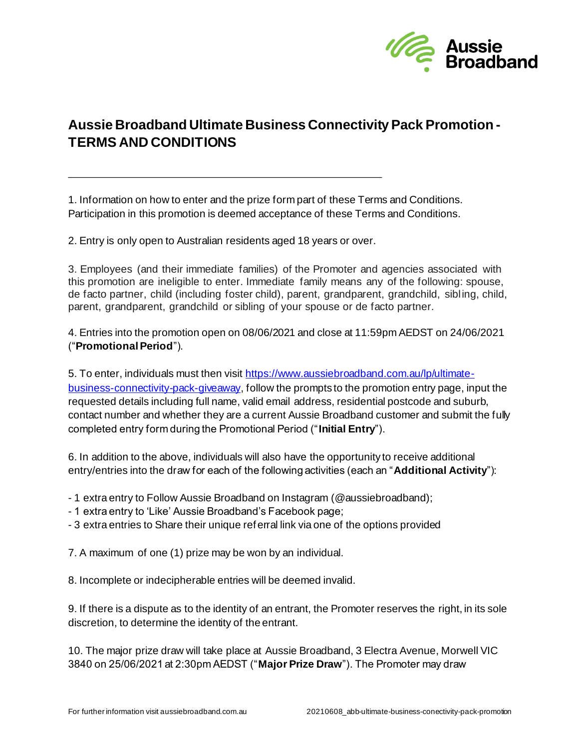# Aussie Broadband Ultimate Business Connectivity Pack Promotion - TERMS AND CONDITIONS

---

1. Information on how to enter and the prize form part of these Terms and Conditions. Participation in this promotion is deemed acceptance of these Terms and Conditions.

2. Entry is only open to Australian residents aged 18 years or over.

3. Employees (and their immediate families) of the Promoter and agencies associated with this promotion are ineligible to enter. Immediate family means any of the following: spouse, de facto partner, child (including foster child), parent, grandparent, grandchild, sibling, child, parent, grandparent, grandchild or sibling of your spouse or de facto partner.

4. Entries into the promotion open on 08/06/2021 and close at 11:59pm AEDST on 24/06/2021 ("**Promotional Period**").

5. To enter, individuals must then visit [https://www.aussiebroadband.com.au/lp/ultimate-business-connectivity-pack-giveaway](https://www.aussiebroadband.com.au/lp/ultimate-business-connectivity-pack-giveaway), follow the prompts to the promotion entry page, input the requested details including full name, valid email address, residential postcode and suburb, contact number and whether they are a current Aussie Broadband customer and submit the fully completed entry form during the Promotional Period ("**Initial Entry**").

6. In addition to the above, individuals will also have the opportunity to receive additional entry/entries into the draw for each of the following activities (each an "**Additional Activity**"):

- 1 extra entry to Follow Aussie Broadband on Instagram (@aussiebroadband);
- 1 extra entry to 'Like' Aussie Broadband's Facebook page;
- 3 extra entries to Share their unique referral link via one of the options provided

7. A maximum of one (1) prize may be won by an individual.

8. Incomplete or indecipherable entries will be deemed invalid.

9. If there is a dispute as to the identity of an entrant, the Promoter reserves the right, in its sole discretion, to determine the identity of the entrant.

10. The major prize draw will take place at Aussie Broadband, 3 Electra Avenue, Morwell VIC 3840 on 25/06/2021 at 2:30pm AEDST ("**Major Prize Draw**"). The Promoter may draw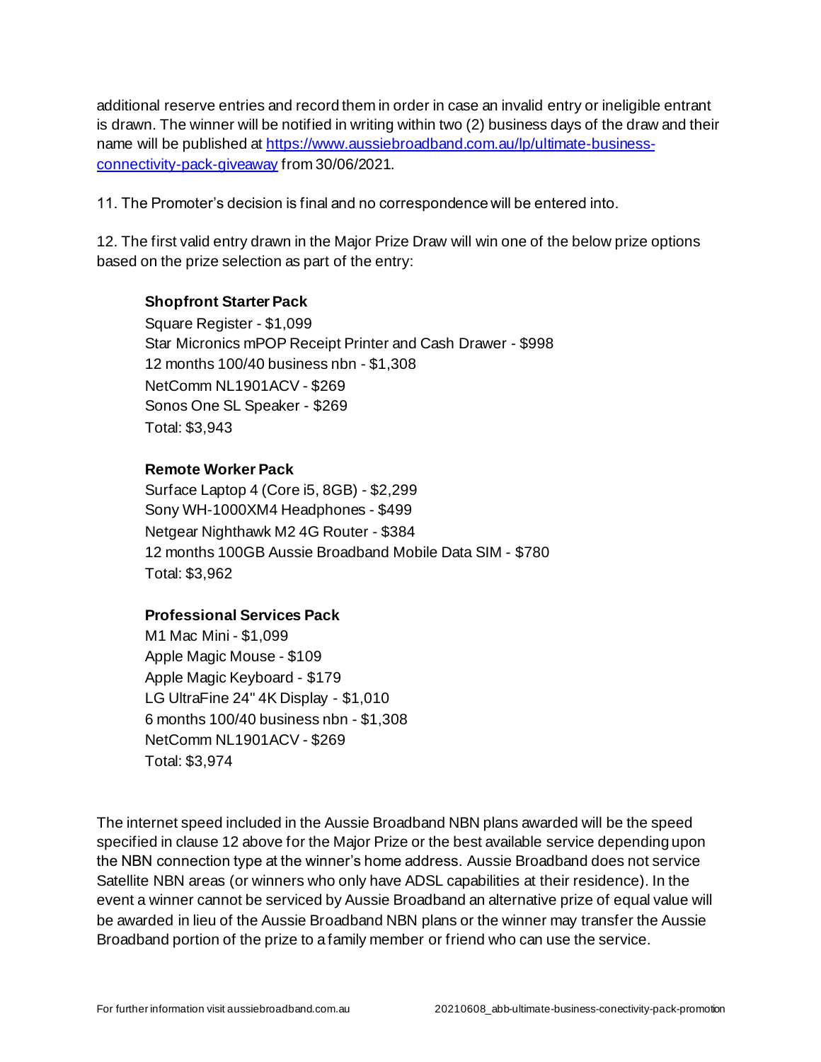additional reserve entries and record them in order in case an invalid entry or ineligible entrant is drawn. The winner will be notified in writing within two (2) business days of the draw and their name will be published at [https://www.aussiebroadband.com.au/lp/ultimate-business-connectivity-pack-giveaway](https://www.aussiebroadband.com.au/lp/ultimate-business-connectivity-pack-giveaway) from 30/06/2021.

11. The Promoter's decision is final and no correspondence will be entered into.

12. The first valid entry drawn in the Major Prize Draw will win one of the below prize options based on the prize selection as part of the entry:

**Shopfront Starter Pack**
Square Register - $1,099
Star Micronics mPOP Receipt Printer and Cash Drawer - $998
12 months 100/40 business nbn - $1,308
NetComm NL1901ACV - $269
Sonos One SL Speaker - $269
Total: $3,943

**Remote Worker Pack**
Surface Laptop 4 (Core i5, 8GB) - $2,299
Sony WH-1000XM4 Headphones - $499
Netgear Nighthawk M2 4G Router - $384
12 months 100GB Aussie Broadband Mobile Data SIM - $780
Total: $3,962

**Professional Services Pack**
M1 Mac Mini - $1,099
Apple Magic Mouse - $109
Apple Magic Keyboard - $179
LG UltraFine 24" 4K Display - $1,010
6 months 100/40 business nbn - $1,308
NetComm NL1901ACV - $269
Total: $3,974

The internet speed included in the Aussie Broadband NBN plans awarded will be the speed specified in clause 12 above for the Major Prize or the best available service depending upon the NBN connection type at the winner's home address. Aussie Broadband does not service Satellite NBN areas (or winners who only have ADSL capabilities at their residence). In the event a winner cannot be serviced by Aussie Broadband an alternative prize of equal value will be awarded in lieu of the Aussie Broadband NBN plans or the winner may transfer the Aussie Broadband portion of the prize to a family member or friend who can use the service.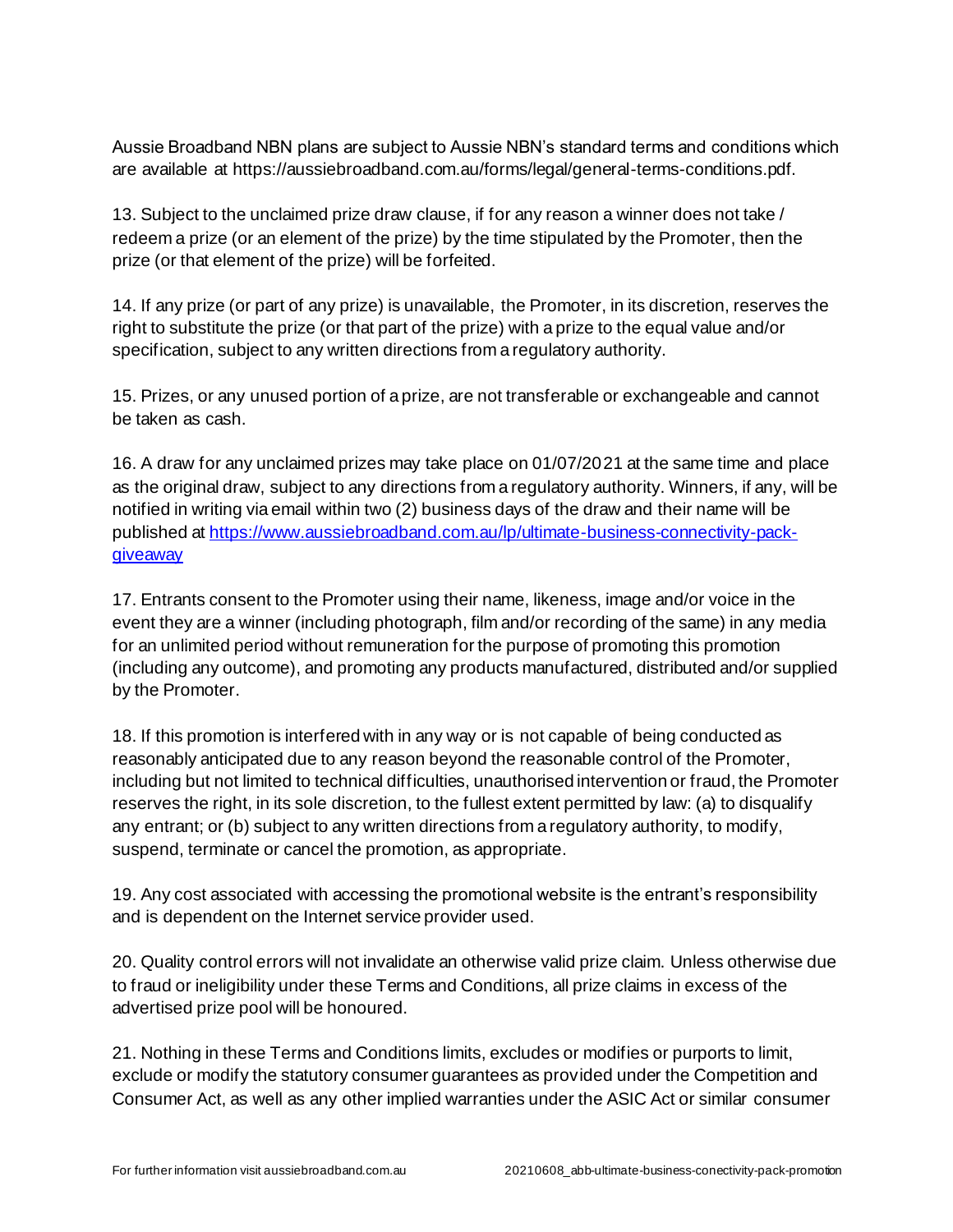Aussie Broadband NBN plans are subject to Aussie NBN's standard terms and conditions which are available at https://aussiebroadband.com.au/forms/legal/general-terms-conditions.pdf.

13. Subject to the unclaimed prize draw clause, if for any reason a winner does not take / redeem a prize (or an element of the prize) by the time stipulated by the Promoter, then the prize (or that element of the prize) will be forfeited.

14. If any prize (or part of any prize) is unavailable, the Promoter, in its discretion, reserves the right to substitute the prize (or that part of the prize) with a prize to the equal value and/or specification, subject to any written directions from a regulatory authority.

15. Prizes, or any unused portion of a prize, are not transferable or exchangeable and cannot be taken as cash.

16. A draw for any unclaimed prizes may take place on 01/07/2021 at the same time and place as the original draw, subject to any directions from a regulatory authority. Winners, if any, will be notified in writing via email within two (2) business days of the draw and their name will be published at [https://www.aussiebroadband.com.au/lp/ultimate-business-connectivity-pack-giveaway](https://www.aussiebroadband.com.au/lp/ultimate-business-connectivity-pack-giveaway)

17. Entrants consent to the Promoter using their name, likeness, image and/or voice in the event they are a winner (including photograph, film and/or recording of the same) in any media for an unlimited period without remuneration for the purpose of promoting this promotion (including any outcome), and promoting any products manufactured, distributed and/or supplied by the Promoter.

18. If this promotion is interfered with in any way or is not capable of being conducted as reasonably anticipated due to any reason beyond the reasonable control of the Promoter, including but not limited to technical difficulties, unauthorised intervention or fraud, the Promoter reserves the right, in its sole discretion, to the fullest extent permitted by law: (a) to disqualify any entrant; or (b) subject to any written directions from a regulatory authority, to modify, suspend, terminate or cancel the promotion, as appropriate.

19. Any cost associated with accessing the promotional website is the entrant's responsibility and is dependent on the Internet service provider used.

20. Quality control errors will not invalidate an otherwise valid prize claim. Unless otherwise due to fraud or ineligibility under these Terms and Conditions, all prize claims in excess of the advertised prize pool will be honoured.

21. Nothing in these Terms and Conditions limits, excludes or modifies or purports to limit, exclude or modify the statutory consumer guarantees as provided under the Competition and Consumer Act, as well as any other implied warranties under the ASIC Act or similar consumer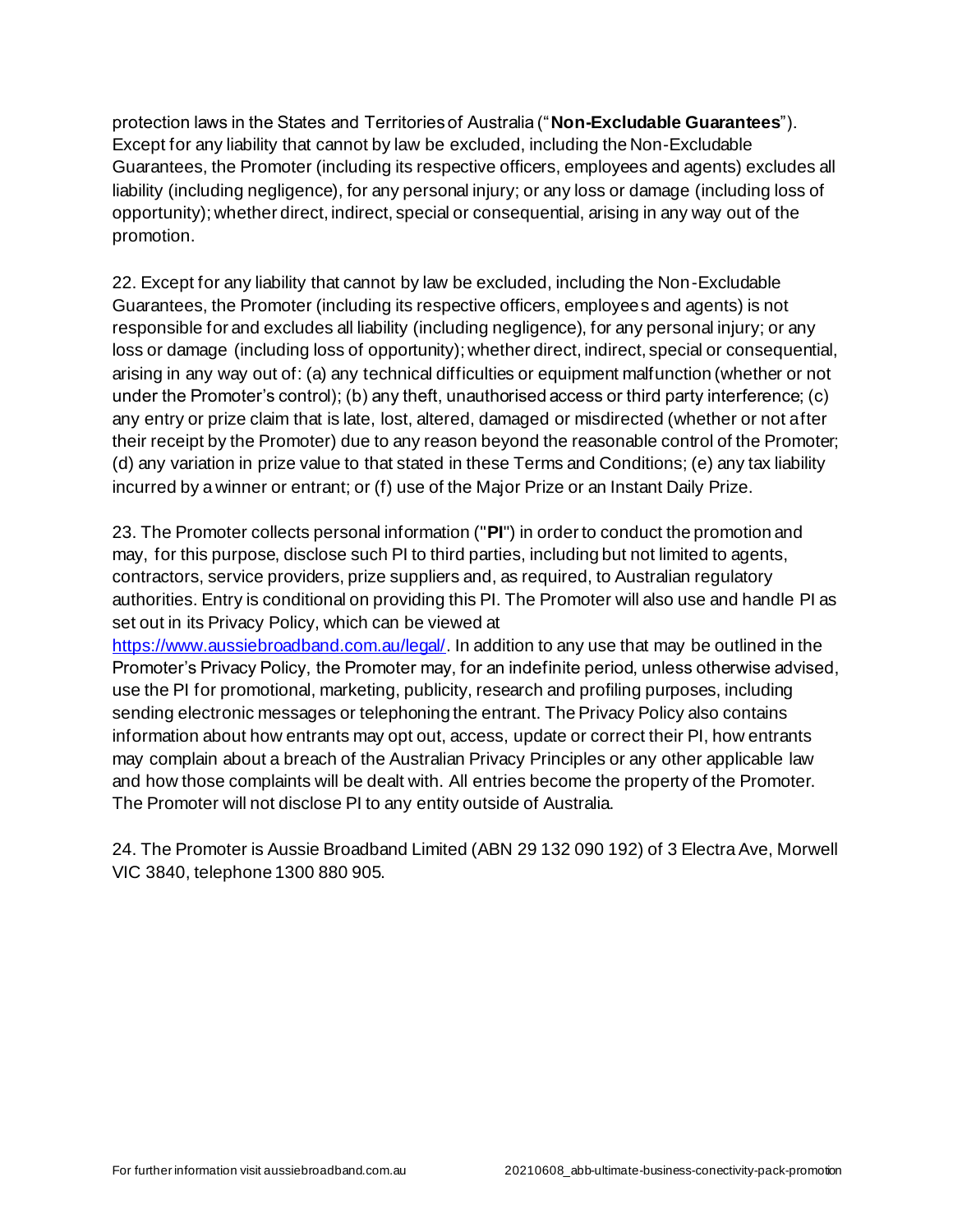protection laws in the States and Territories of Australia ("**Non-Excludable Guarantees**"). Except for any liability that cannot by law be excluded, including the Non-Excludable Guarantees, the Promoter (including its respective officers, employees and agents) excludes all liability (including negligence), for any personal injury; or any loss or damage (including loss of opportunity); whether direct, indirect, special or consequential, arising in any way out of the promotion.

22. Except for any liability that cannot by law be excluded, including the Non-Excludable Guarantees, the Promoter (including its respective officers, employees and agents) is not responsible for and excludes all liability (including negligence), for any personal injury; or any loss or damage (including loss of opportunity); whether direct, indirect, special or consequential, arising in any way out of: (a) any technical difficulties or equipment malfunction (whether or not under the Promoter's control); (b) any theft, unauthorised access or third party interference; (c) any entry or prize claim that is late, lost, altered, damaged or misdirected (whether or not after their receipt by the Promoter) due to any reason beyond the reasonable control of the Promoter; (d) any variation in prize value to that stated in these Terms and Conditions; (e) any tax liability incurred by a winner or entrant; or (f) use of the Major Prize or an Instant Daily Prize.

23. The Promoter collects personal information ("**PI**") in order to conduct the promotion and may, for this purpose, disclose such PI to third parties, including but not limited to agents, contractors, service providers, prize suppliers and, as required, to Australian regulatory authorities. Entry is conditional on providing this PI. The Promoter will also use and handle PI as set out in its Privacy Policy, which can be viewed at [https://www.aussiebroadband.com.au/legal/](https://www.aussiebroadband.com.au/legal/). In addition to any use that may be outlined in the Promoter's Privacy Policy, the Promoter may, for an indefinite period, unless otherwise advised, use the PI for promotional, marketing, publicity, research and profiling purposes, including sending electronic messages or telephoning the entrant. The Privacy Policy also contains information about how entrants may opt out, access, update or correct their PI, how entrants may complain about a breach of the Australian Privacy Principles or any other applicable law and how those complaints will be dealt with. All entries become the property of the Promoter. The Promoter will not disclose PI to any entity outside of Australia.

24. The Promoter is Aussie Broadband Limited (ABN 29 132 090 192) of 3 Electra Ave, Morwell VIC 3840, telephone 1300 880 905.